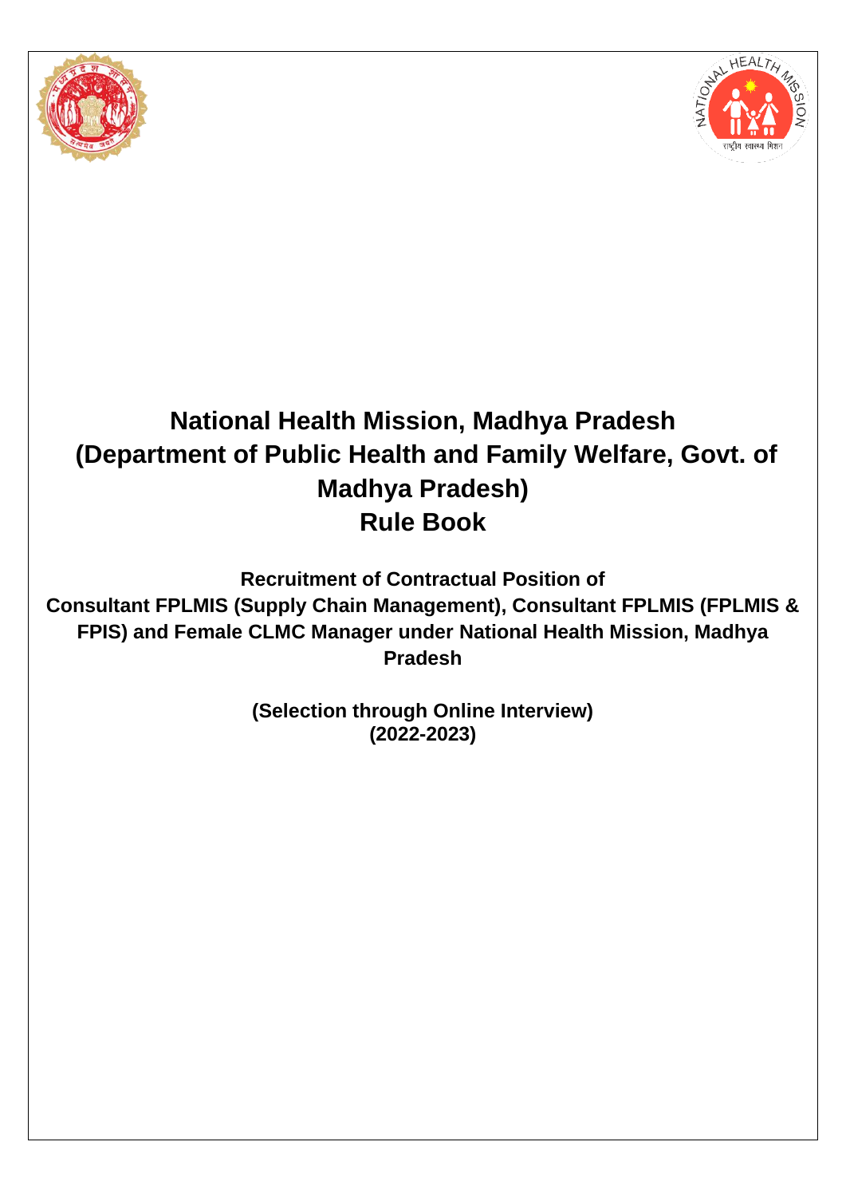# National Health Mission, Madhya Pradesh (Department of Public Health and Family Welfare, Govt. of Madhya Pradesh) Rule Book

**Recruitment of Contractual Position of Consultant FPLMIS (Supply Chain Management), Consultant FPLMIS (FPLMIS & FPIS) and Female CLMC Manager under National Health Mission, Madhya Pradesh**

**(Selection through Online Interview)**
**(2022-2023)**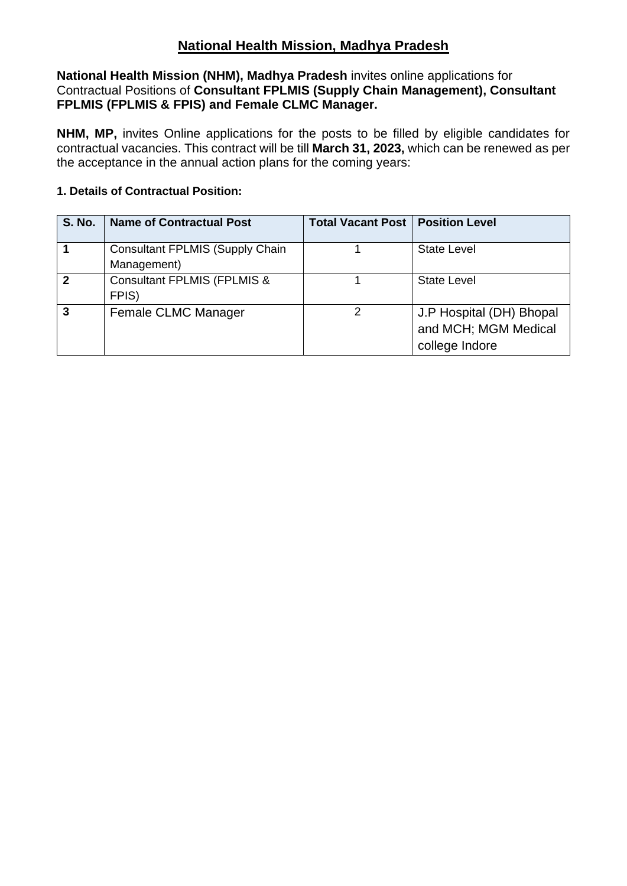# National Health Mission, Madhya Pradesh

**National Health Mission (NHM), Madhya Pradesh** invites online applications for Contractual Positions of **Consultant FPLMIS (Supply Chain Management), Consultant FPLMIS (FPLMIS & FPIS) and Female CLMC Manager.**

**NHM, MP,** invites Online applications for the posts to be filled by eligible candidates for contractual vacancies. This contract will be till **March 31, 2023,** which can be renewed as per the acceptance in the annual action plans for the coming years:

**1. Details of Contractual Position:**

| S. No. | Name of Contractual Post | Total Vacant Post | Position Level |
|---|---|---|---|
| **1** | Consultant FPLMIS (Supply Chain Management) | 1 | State Level |
| **2** | Consultant FPLMIS (FPLMIS & FPIS) | 1 | State Level |
| **3** | Female CLMC Manager | 2 | J.P Hospital (DH) Bhopal and MCH; MGM Medical college Indore |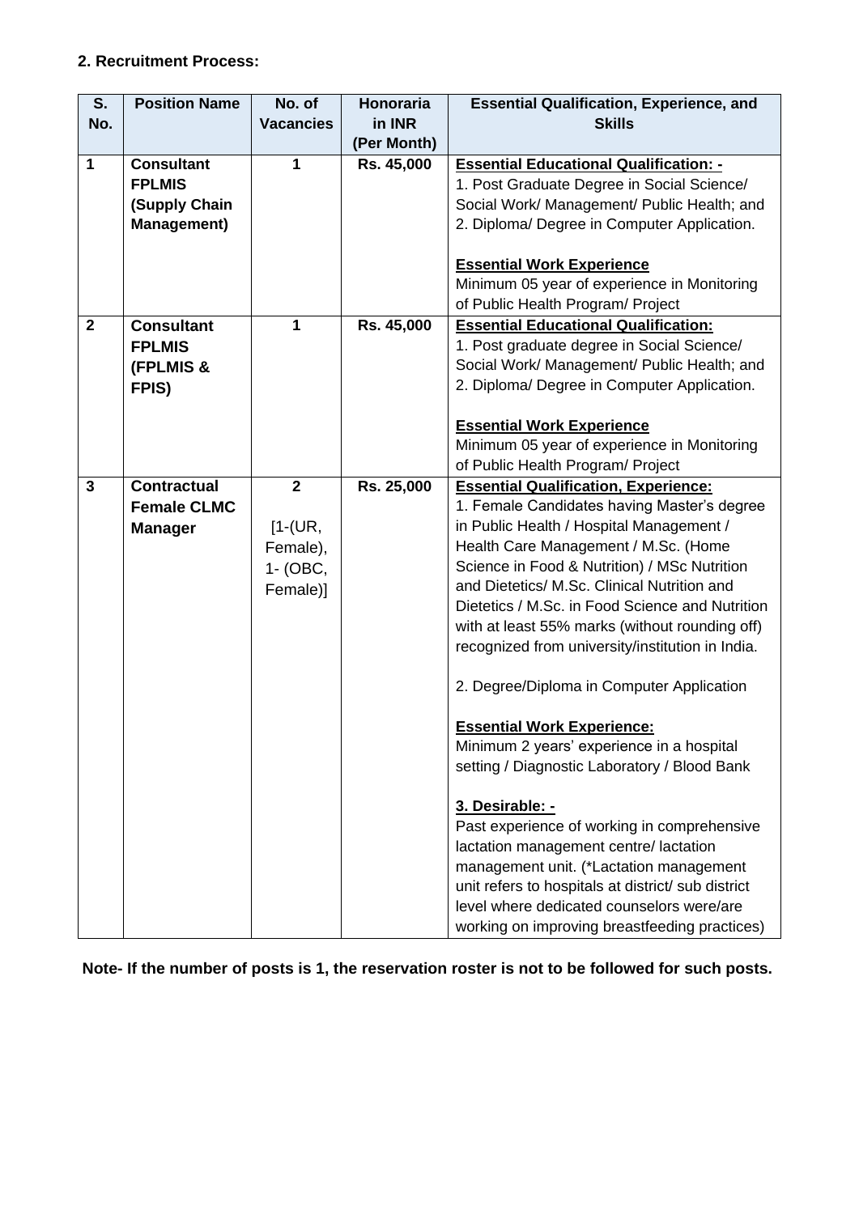**2. Recruitment Process:**

| S. No. | Position Name | No. of Vacancies | Honoraria in INR (Per Month) | Essential Qualification, Experience, and Skills |
|---|---|---|---|---|
| 1 | **Consultant FPLMIS (Supply Chain Management)** | 1 | Rs. 45,000 | **Essential Educational Qualification: -**<br>1. Post Graduate Degree in Social Science/ Social Work/ Management/ Public Health; and<br>2. Diploma/ Degree in Computer Application.<br><br>**Essential Work Experience**<br>Minimum 05 year of experience in Monitoring of Public Health Program/ Project |
| 2 | **Consultant FPLMIS (FPLMIS & FPIS)** | 1 | Rs. 45,000 | **Essential Educational Qualification:**<br>1. Post graduate degree in Social Science/ Social Work/ Management/ Public Health; and<br>2. Diploma/ Degree in Computer Application.<br><br>**Essential Work Experience**<br>Minimum 05 year of experience in Monitoring of Public Health Program/ Project |
| 3 | **Contractual Female CLMC Manager** | 2<br><br>[1-(UR, Female), 1- (OBC, Female)] | Rs. 25,000 | **Essential Qualification, Experience:**<br>1. Female Candidates having Master's degree in Public Health / Hospital Management / Health Care Management / M.Sc. (Home Science in Food & Nutrition) / MSc Nutrition and Dietetics/ M.Sc. Clinical Nutrition and Dietetics / M.Sc. in Food Science and Nutrition with at least 55% marks (without rounding off) recognized from university/institution in India.<br><br>2. Degree/Diploma in Computer Application<br><br>**Essential Work Experience:**<br>Minimum 2 years' experience in a hospital setting / Diagnostic Laboratory / Blood Bank<br><br>**3. Desirable: -**<br>Past experience of working in comprehensive lactation management centre/ lactation management unit. (*Lactation management unit refers to hospitals at district/ sub district level where dedicated counselors were/are working on improving breastfeeding practices) |

**Note- If the number of posts is 1, the reservation roster is not to be followed for such posts.**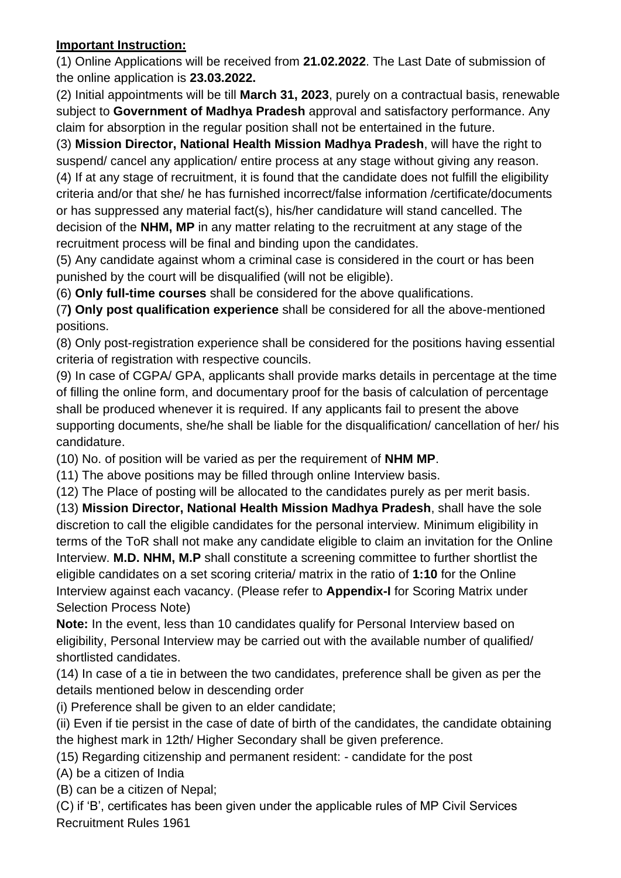**Important Instruction:**

(1) Online Applications will be received from **21.02.2022**. The Last Date of submission of the online application is **23.03.2022.**

(2) Initial appointments will be till **March 31, 2023**, purely on a contractual basis, renewable subject to **Government of Madhya Pradesh** approval and satisfactory performance. Any claim for absorption in the regular position shall not be entertained in the future.

(3) **Mission Director, National Health Mission Madhya Pradesh**, will have the right to suspend/ cancel any application/ entire process at any stage without giving any reason.

(4) If at any stage of recruitment, it is found that the candidate does not fulfill the eligibility criteria and/or that she/ he has furnished incorrect/false information /certificate/documents or has suppressed any material fact(s), his/her candidature will stand cancelled. The decision of the **NHM, MP** in any matter relating to the recruitment at any stage of the recruitment process will be final and binding upon the candidates.

(5) Any candidate against whom a criminal case is considered in the court or has been punished by the court will be disqualified (will not be eligible).

(6) **Only full-time courses** shall be considered for the above qualifications.

(7**) Only post qualification experience** shall be considered for all the above-mentioned positions.

(8) Only post-registration experience shall be considered for the positions having essential criteria of registration with respective councils.

(9) In case of CGPA/ GPA, applicants shall provide marks details in percentage at the time of filling the online form, and documentary proof for the basis of calculation of percentage shall be produced whenever it is required. If any applicants fail to present the above supporting documents, she/he shall be liable for the disqualification/ cancellation of her/ his candidature.

(10) No. of position will be varied as per the requirement of **NHM MP**.

(11) The above positions may be filled through online Interview basis.

(12) The Place of posting will be allocated to the candidates purely as per merit basis.

(13) **Mission Director, National Health Mission Madhya Pradesh**, shall have the sole discretion to call the eligible candidates for the personal interview. Minimum eligibility in terms of the ToR shall not make any candidate eligible to claim an invitation for the Online Interview. **M.D. NHM, M.P** shall constitute a screening committee to further shortlist the eligible candidates on a set scoring criteria/ matrix in the ratio of **1:10** for the Online Interview against each vacancy. (Please refer to **Appendix-I** for Scoring Matrix under Selection Process Note)

**Note:** In the event, less than 10 candidates qualify for Personal Interview based on eligibility, Personal Interview may be carried out with the available number of qualified/ shortlisted candidates.

(14) In case of a tie in between the two candidates, preference shall be given as per the details mentioned below in descending order

(i) Preference shall be given to an elder candidate;

(ii) Even if tie persist in the case of date of birth of the candidates, the candidate obtaining the highest mark in 12th/ Higher Secondary shall be given preference.

(15) Regarding citizenship and permanent resident: - candidate for the post

(A) be a citizen of India

(B) can be a citizen of Nepal;

(C) if 'B', certificates has been given under the applicable rules of MP Civil Services Recruitment Rules 1961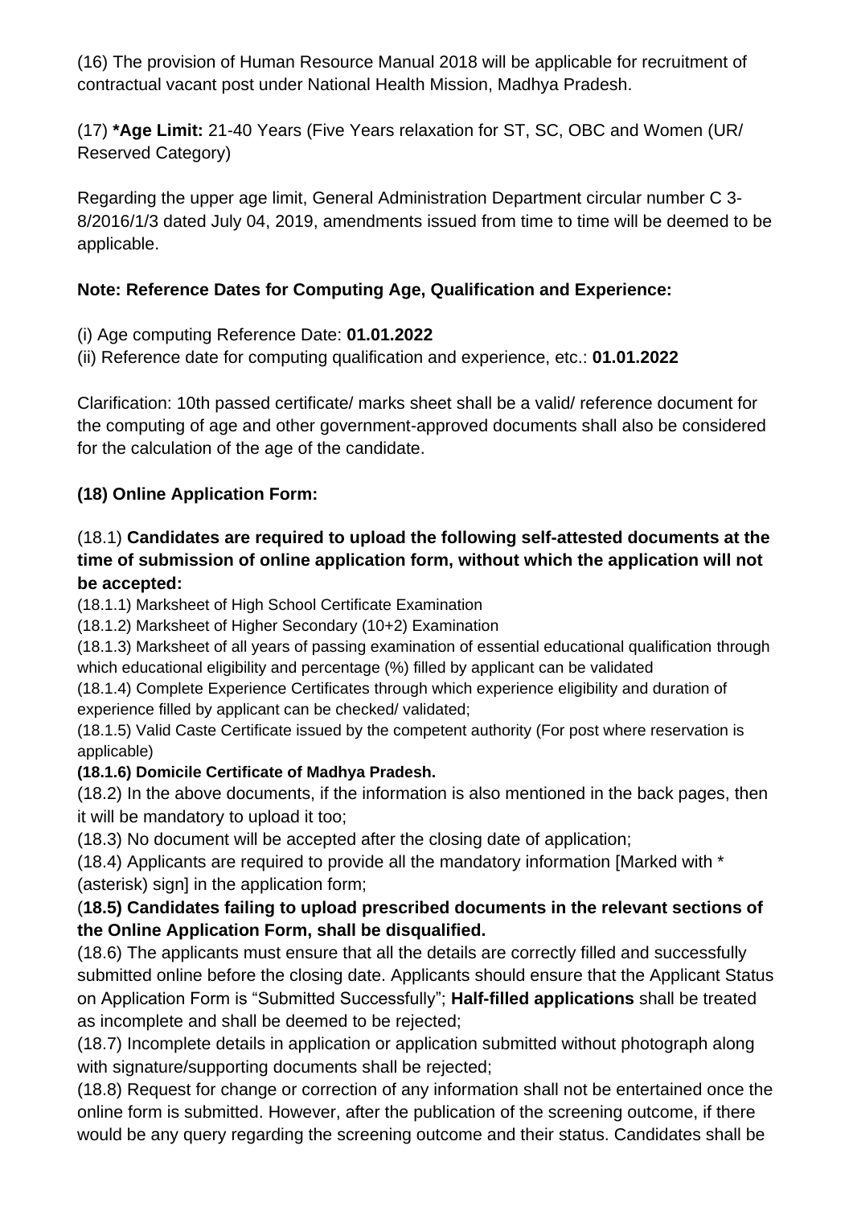(16) The provision of Human Resource Manual 2018 will be applicable for recruitment of contractual vacant post under National Health Mission, Madhya Pradesh.

(17) ***Age Limit:** 21-40 Years (Five Years relaxation for ST, SC, OBC and Women (UR/ Reserved Category)

Regarding the upper age limit, General Administration Department circular number C 3-8/2016/1/3 dated July 04, 2019, amendments issued from time to time will be deemed to be applicable.

**Note: Reference Dates for Computing Age, Qualification and Experience:**

(i) Age computing Reference Date: **01.01.2022**
(ii) Reference date for computing qualification and experience, etc.: **01.01.2022**

Clarification: 10th passed certificate/ marks sheet shall be a valid/ reference document for the computing of age and other government-approved documents shall also be considered for the calculation of the age of the candidate.

**(18) Online Application Form:**

(18.1) **Candidates are required to upload the following self-attested documents at the time of submission of online application form, without which the application will not be accepted:**

(18.1.1) Marksheet of High School Certificate Examination
(18.1.2) Marksheet of Higher Secondary (10+2) Examination
(18.1.3) Marksheet of all years of passing examination of essential educational qualification through which educational eligibility and percentage (%) filled by applicant can be validated
(18.1.4) Complete Experience Certificates through which experience eligibility and duration of experience filled by applicant can be checked/ validated;
(18.1.5) Valid Caste Certificate issued by the competent authority (For post where reservation is applicable)
**(18.1.6) Domicile Certificate of Madhya Pradesh.**

(18.2) In the above documents, if the information is also mentioned in the back pages, then it will be mandatory to upload it too;
(18.3) No document will be accepted after the closing date of application;
(18.4) Applicants are required to provide all the mandatory information [Marked with * (asterisk) sign] in the application form;
(**18.5) Candidates failing to upload prescribed documents in the relevant sections of the Online Application Form, shall be disqualified.**
(18.6) The applicants must ensure that all the details are correctly filled and successfully submitted online before the closing date. Applicants should ensure that the Applicant Status on Application Form is "Submitted Successfully"; **Half-filled applications** shall be treated as incomplete and shall be deemed to be rejected;
(18.7) Incomplete details in application or application submitted without photograph along with signature/supporting documents shall be rejected;
(18.8) Request for change or correction of any information shall not be entertained once the online form is submitted. However, after the publication of the screening outcome, if there would be any query regarding the screening outcome and their status. Candidates shall be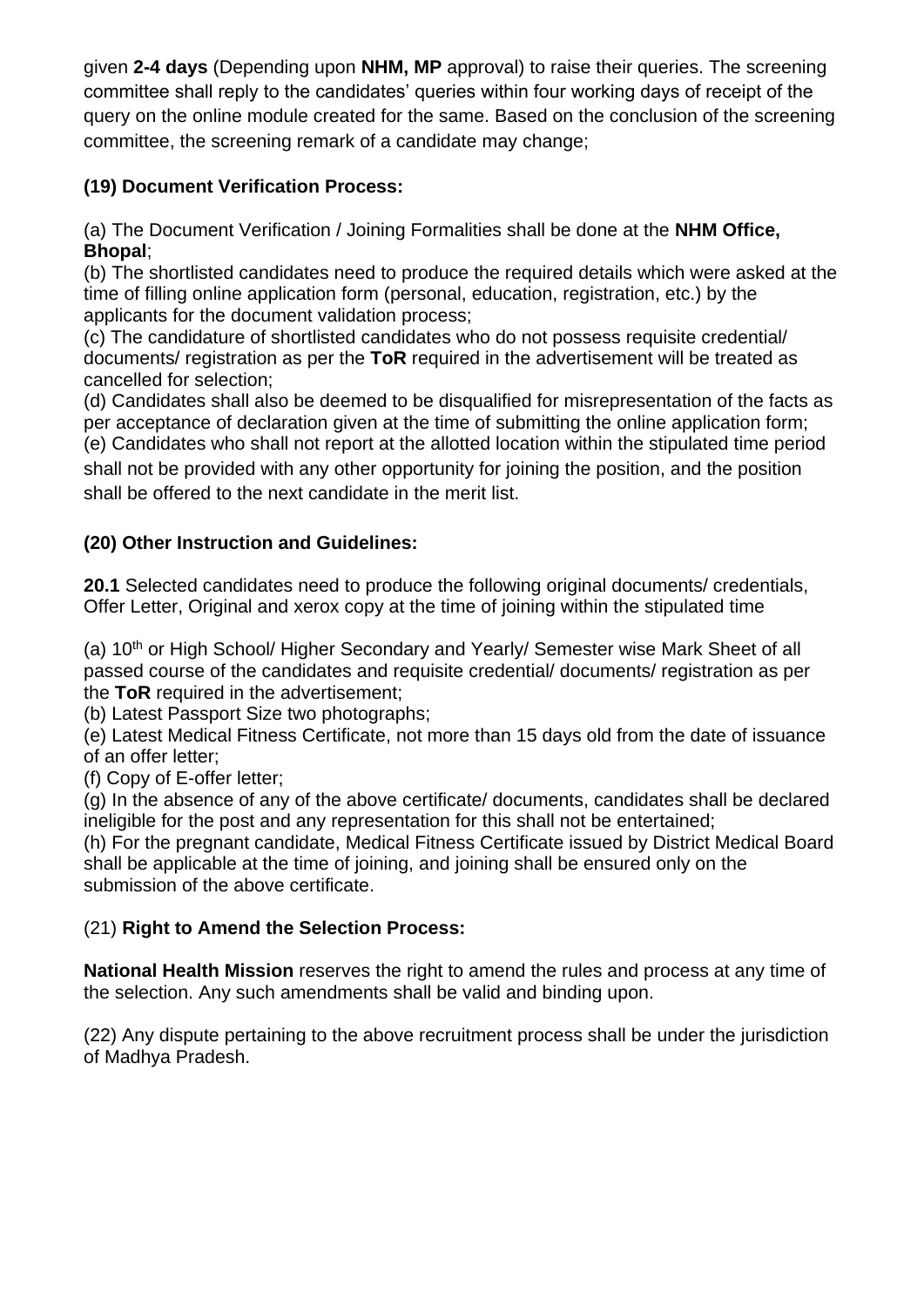given **2-4 days** (Depending upon **NHM, MP** approval) to raise their queries. The screening committee shall reply to the candidates' queries within four working days of receipt of the query on the online module created for the same. Based on the conclusion of the screening committee, the screening remark of a candidate may change;

**(19) Document Verification Process:**

(a) The Document Verification / Joining Formalities shall be done at the **NHM Office, Bhopal**;
(b) The shortlisted candidates need to produce the required details which were asked at the time of filling online application form (personal, education, registration, etc.) by the applicants for the document validation process;
(c) The candidature of shortlisted candidates who do not possess requisite credential/ documents/ registration as per the **ToR** required in the advertisement will be treated as cancelled for selection;
(d) Candidates shall also be deemed to be disqualified for misrepresentation of the facts as per acceptance of declaration given at the time of submitting the online application form;
(e) Candidates who shall not report at the allotted location within the stipulated time period shall not be provided with any other opportunity for joining the position, and the position shall be offered to the next candidate in the merit list.

**(20) Other Instruction and Guidelines:**

**20.1** Selected candidates need to produce the following original documents/ credentials, Offer Letter, Original and xerox copy at the time of joining within the stipulated time

(a) 10th or High School/ Higher Secondary and Yearly/ Semester wise Mark Sheet of all passed course of the candidates and requisite credential/ documents/ registration as per the **ToR** required in the advertisement;
(b) Latest Passport Size two photographs;
(e) Latest Medical Fitness Certificate, not more than 15 days old from the date of issuance of an offer letter;
(f) Copy of E-offer letter;
(g) In the absence of any of the above certificate/ documents, candidates shall be declared ineligible for the post and any representation for this shall not be entertained;
(h) For the pregnant candidate, Medical Fitness Certificate issued by District Medical Board shall be applicable at the time of joining, and joining shall be ensured only on the submission of the above certificate.

(21) **Right to Amend the Selection Process:**

**National Health Mission** reserves the right to amend the rules and process at any time of the selection. Any such amendments shall be valid and binding upon.

(22) Any dispute pertaining to the above recruitment process shall be under the jurisdiction of Madhya Pradesh.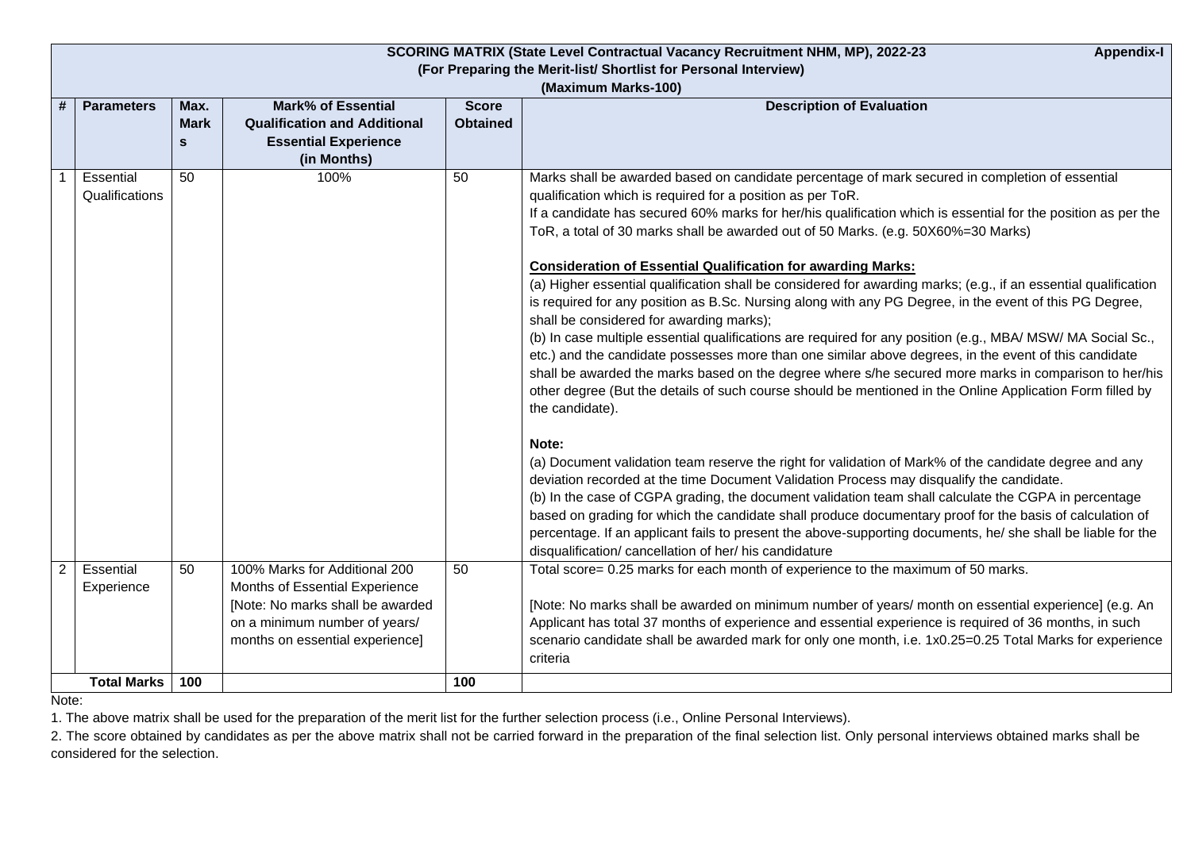**SCORING MATRIX (State Level Contractual Vacancy Recruitment NHM, MP), 2022-23** **Appendix-I**

**(For Preparing the Merit-list/ Shortlist for Personal Interview)**

**(Maximum Marks-100)**

| # | Parameters | Max. Marks | Mark% of Essential Qualification and Additional Essential Experience (in Months) | Score Obtained | Description of Evaluation |
|---|---|---|---|---|---|
| 1 | Essential Qualifications | 50 | 100% | 50 | Marks shall be awarded based on candidate percentage of mark secured in completion of essential qualification which is required for a position as per ToR.<br>If a candidate has secured 60% marks for her/his qualification which is essential for the position as per the ToR, a total of 30 marks shall be awarded out of 50 Marks. (e.g. 50X60%=30 Marks)<br><br>**Consideration of Essential Qualification for awarding Marks:**<br>(a) Higher essential qualification shall be considered for awarding marks; (e.g., if an essential qualification is required for any position as B.Sc. Nursing along with any PG Degree, in the event of this PG Degree, shall be considered for awarding marks);<br>(b) In case multiple essential qualifications are required for any position (e.g., MBA/ MSW/ MA Social Sc., etc.) and the candidate possesses more than one similar above degrees, in the event of this candidate shall be awarded the marks based on the degree where s/he secured more marks in comparison to her/his other degree (But the details of such course should be mentioned in the Online Application Form filled by the candidate).<br><br>**Note:**<br>(a) Document validation team reserve the right for validation of Mark% of the candidate degree and any deviation recorded at the time Document Validation Process may disqualify the candidate.<br>(b) In the case of CGPA grading, the document validation team shall calculate the CGPA in percentage based on grading for which the candidate shall produce documentary proof for the basis of calculation of percentage. If an applicant fails to present the above-supporting documents, he/ she shall be liable for the disqualification/ cancellation of her/ his candidature |
| 2 | Essential Experience | 50 | 100% Marks for Additional 200 Months of Essential Experience [Note: No marks shall be awarded on a minimum number of years/ months on essential experience] | 50 | Total score= 0.25 marks for each month of experience to the maximum of 50 marks.<br><br>[Note: No marks shall be awarded on minimum number of years/ month on essential experience] (e.g. An Applicant has total 37 months of experience and essential experience is required of 36 months, in such scenario candidate shall be awarded mark for only one month, i.e. 1x0.25=0.25 Total Marks for experience criteria |
| | **Total Marks** | **100** | | **100** | |

Note:

1. The above matrix shall be used for the preparation of the merit list for the further selection process (i.e., Online Personal Interviews).
2. The score obtained by candidates as per the above matrix shall not be carried forward in the preparation of the final selection list. Only personal interviews obtained marks shall be considered for the selection.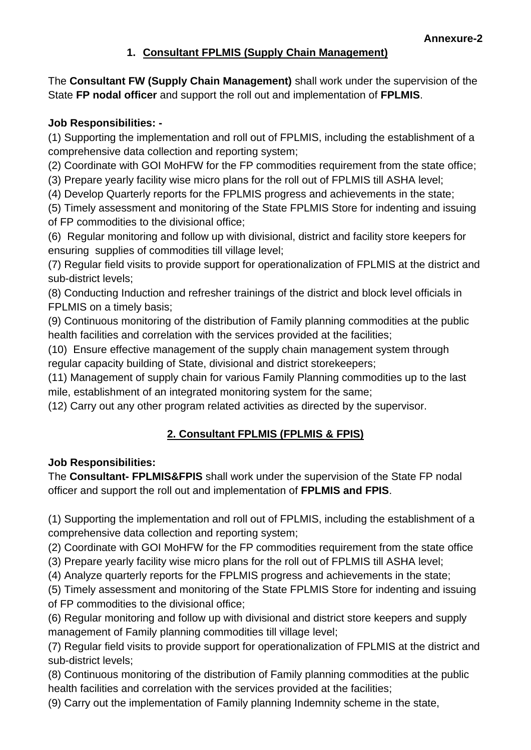**Annexure-2**

## 1. Consultant FPLMIS (Supply Chain Management)

The **Consultant FW (Supply Chain Management)** shall work under the supervision of the State **FP nodal officer** and support the roll out and implementation of **FPLMIS**.

**Job Responsibilities: -**

(1) Supporting the implementation and roll out of FPLMIS, including the establishment of a comprehensive data collection and reporting system;
(2) Coordinate with GOI MoHFW for the FP commodities requirement from the state office;
(3) Prepare yearly facility wise micro plans for the roll out of FPLMIS till ASHA level;
(4) Develop Quarterly reports for the FPLMIS progress and achievements in the state;
(5) Timely assessment and monitoring of the State FPLMIS Store for indenting and issuing of FP commodities to the divisional office;
(6) Regular monitoring and follow up with divisional, district and facility store keepers for ensuring supplies of commodities till village level;
(7) Regular field visits to provide support for operationalization of FPLMIS at the district and sub-district levels;
(8) Conducting Induction and refresher trainings of the district and block level officials in FPLMIS on a timely basis;
(9) Continuous monitoring of the distribution of Family planning commodities at the public health facilities and correlation with the services provided at the facilities;
(10) Ensure effective management of the supply chain management system through regular capacity building of State, divisional and district storekeepers;
(11) Management of supply chain for various Family Planning commodities up to the last mile, establishment of an integrated monitoring system for the same;
(12) Carry out any other program related activities as directed by the supervisor.

## 2. Consultant FPLMIS (FPLMIS & FPIS)

**Job Responsibilities:**

The **Consultant- FPLMIS&FPIS** shall work under the supervision of the State FP nodal officer and support the roll out and implementation of **FPLMIS and FPIS**.

(1) Supporting the implementation and roll out of FPLMIS, including the establishment of a comprehensive data collection and reporting system;
(2) Coordinate with GOI MoHFW for the FP commodities requirement from the state office
(3) Prepare yearly facility wise micro plans for the roll out of FPLMIS till ASHA level;
(4) Analyze quarterly reports for the FPLMIS progress and achievements in the state;
(5) Timely assessment and monitoring of the State FPLMIS Store for indenting and issuing of FP commodities to the divisional office;
(6) Regular monitoring and follow up with divisional and district store keepers and supply management of Family planning commodities till village level;
(7) Regular field visits to provide support for operationalization of FPLMIS at the district and sub-district levels;
(8) Continuous monitoring of the distribution of Family planning commodities at the public health facilities and correlation with the services provided at the facilities;
(9) Carry out the implementation of Family planning Indemnity scheme in the state,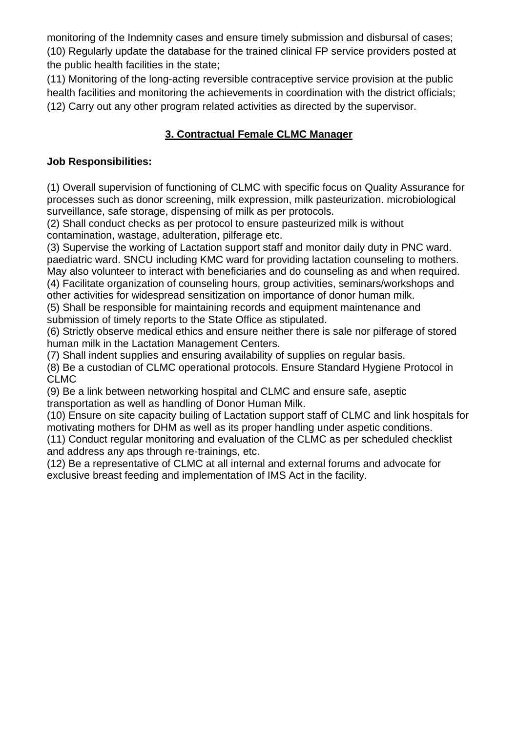monitoring of the Indemnity cases and ensure timely submission and disbursal of cases;
(10) Regularly update the database for the trained clinical FP service providers posted at the public health facilities in the state;
(11) Monitoring of the long-acting reversible contraceptive service provision at the public health facilities and monitoring the achievements in coordination with the district officials;
(12) Carry out any other program related activities as directed by the supervisor.

## 3. Contractual Female CLMC Manager

**Job Responsibilities:**

(1) Overall supervision of functioning of CLMC with specific focus on Quality Assurance for processes such as donor screening, milk expression, milk pasteurization. microbiological surveillance, safe storage, dispensing of milk as per protocols.
(2) Shall conduct checks as per protocol to ensure pasteurized milk is without contamination, wastage, adulteration, pilferage etc.
(3) Supervise the working of Lactation support staff and monitor daily duty in PNC ward. paediatric ward. SNCU including KMC ward for providing lactation counseling to mothers. May also volunteer to interact with beneficiaries and do counseling as and when required.
(4) Facilitate organization of counseling hours, group activities, seminars/workshops and other activities for widespread sensitization on importance of donor human milk.
(5) Shall be responsible for maintaining records and equipment maintenance and submission of timely reports to the State Office as stipulated.
(6) Strictly observe medical ethics and ensure neither there is sale nor pilferage of stored human milk in the Lactation Management Centers.
(7) Shall indent supplies and ensuring availability of supplies on regular basis.
(8) Be a custodian of CLMC operational protocols. Ensure Standard Hygiene Protocol in CLMC
(9) Be a link between networking hospital and CLMC and ensure safe, aseptic transportation as well as handling of Donor Human Milk.
(10) Ensure on site capacity builing of Lactation support staff of CLMC and link hospitals for motivating mothers for DHM as well as its proper handling under aspetic conditions.
(11) Conduct regular monitoring and evaluation of the CLMC as per scheduled checklist and address any aps through re-trainings, etc.
(12) Be a representative of CLMC at all internal and external forums and advocate for exclusive breast feeding and implementation of IMS Act in the facility.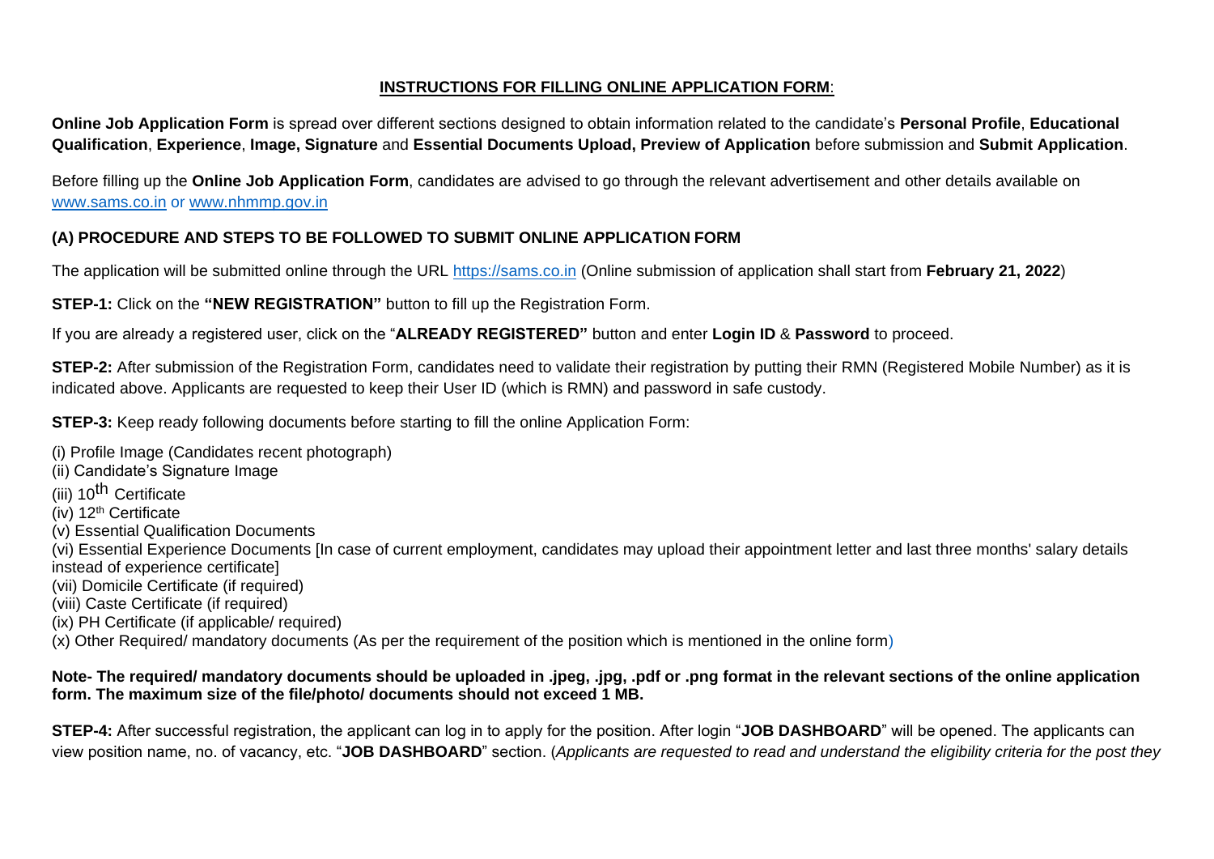## INSTRUCTIONS FOR FILLING ONLINE APPLICATION FORM:

**Online Job Application Form** is spread over different sections designed to obtain information related to the candidate's **Personal Profile**, **Educational Qualification**, **Experience**, **Image, Signature** and **Essential Documents Upload, Preview of Application** before submission and **Submit Application**.

Before filling up the **Online Job Application Form**, candidates are advised to go through the relevant advertisement and other details available on www.sams.co.in or www.nhmmp.gov.in

### (A) PROCEDURE AND STEPS TO BE FOLLOWED TO SUBMIT ONLINE APPLICATION FORM

The application will be submitted online through the URL https://sams.co.in (Online submission of application shall start from **February 21, 2022**)

**STEP-1:** Click on the **"NEW REGISTRATION"** button to fill up the Registration Form.

If you are already a registered user, click on the "**ALREADY REGISTERED"** button and enter **Login ID** & **Password** to proceed.

**STEP-2:** After submission of the Registration Form, candidates need to validate their registration by putting their RMN (Registered Mobile Number) as it is indicated above. Applicants are requested to keep their User ID (which is RMN) and password in safe custody.

**STEP-3:** Keep ready following documents before starting to fill the online Application Form:

(i) Profile Image (Candidates recent photograph)
(ii) Candidate's Signature Image
(iii) 10th Certificate
(iv) 12th Certificate
(v) Essential Qualification Documents
(vi) Essential Experience Documents [In case of current employment, candidates may upload their appointment letter and last three months' salary details instead of experience certificate]
(vii) Domicile Certificate (if required)
(viii) Caste Certificate (if required)
(ix) PH Certificate (if applicable/ required)
(x) Other Required/ mandatory documents (As per the requirement of the position which is mentioned in the online form)

**Note- The required/ mandatory documents should be uploaded in .jpeg, .jpg, .pdf or .png format in the relevant sections of the online application form. The maximum size of the file/photo/ documents should not exceed 1 MB.**

**STEP-4:** After successful registration, the applicant can log in to apply for the position. After login "**JOB DASHBOARD**" will be opened. The applicants can view position name, no. of vacancy, etc. "**JOB DASHBOARD**" section. (*Applicants are requested to read and understand the eligibility criteria for the post they*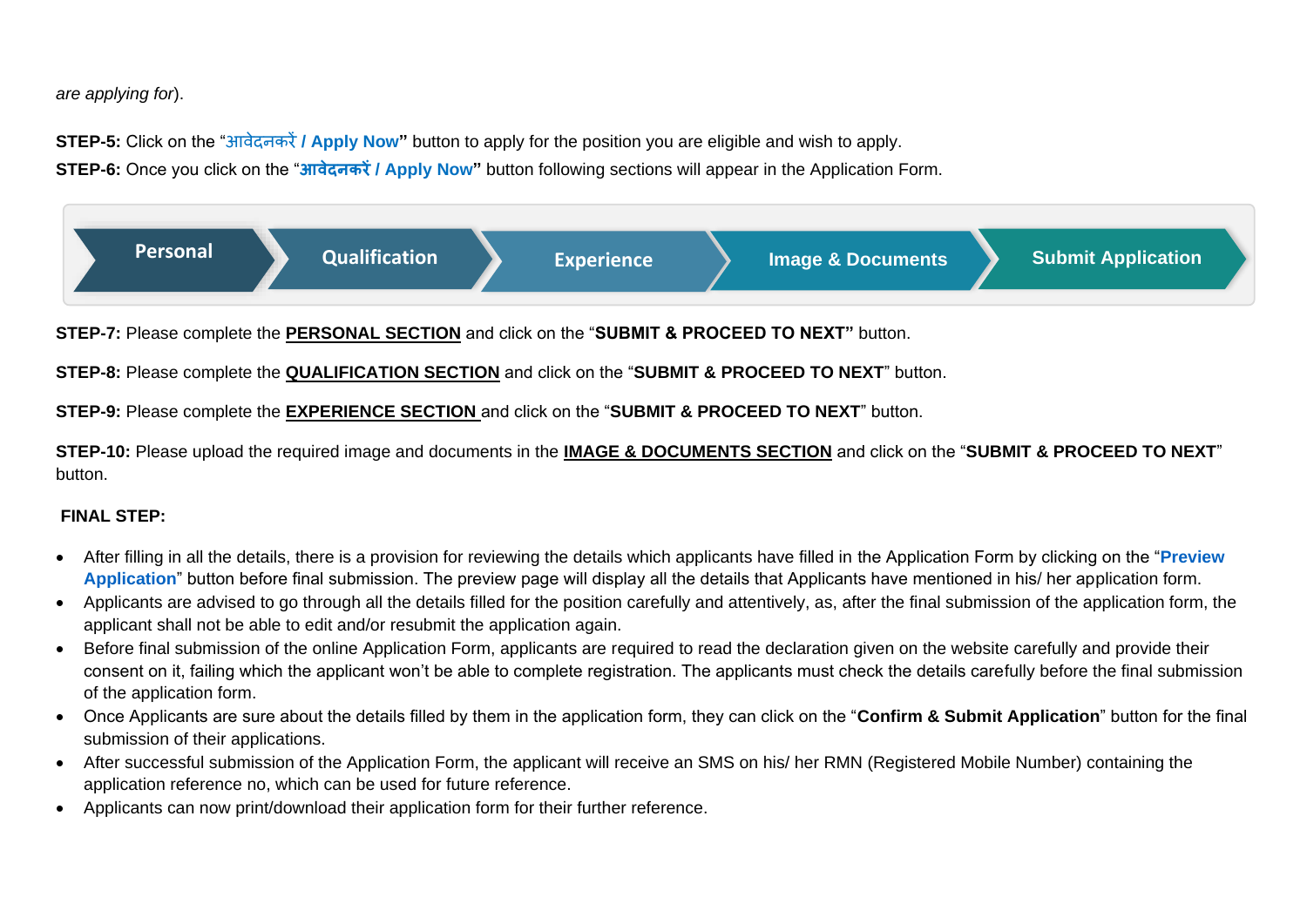*are applying for*).

**STEP-5:** Click on the "आवेदनकरें / Apply Now**"** button to apply for the position you are eligible and wish to apply.

**STEP-6:** Once you click on the "**आवेदनकरें / Apply Now"** button following sections will appear in the Application Form.

Personal → Qualification → Experience → Image & Documents → Submit Application

**STEP-7:** Please complete the **PERSONAL SECTION** and click on the "**SUBMIT & PROCEED TO NEXT"** button.

**STEP-8:** Please complete the **QUALIFICATION SECTION** and click on the "**SUBMIT & PROCEED TO NEXT**" button.

**STEP-9:** Please complete the **EXPERIENCE SECTION** and click on the "**SUBMIT & PROCEED TO NEXT**" button.

**STEP-10:** Please upload the required image and documents in the **IMAGE & DOCUMENTS SECTION** and click on the "**SUBMIT & PROCEED TO NEXT**" button.

**FINAL STEP:**

- After filling in all the details, there is a provision for reviewing the details which applicants have filled in the Application Form by clicking on the "**Preview Application**" button before final submission. The preview page will display all the details that Applicants have mentioned in his/ her application form.
- Applicants are advised to go through all the details filled for the position carefully and attentively, as, after the final submission of the application form, the applicant shall not be able to edit and/or resubmit the application again.
- Before final submission of the online Application Form, applicants are required to read the declaration given on the website carefully and provide their consent on it, failing which the applicant won't be able to complete registration. The applicants must check the details carefully before the final submission of the application form.
- Once Applicants are sure about the details filled by them in the application form, they can click on the "**Confirm & Submit Application**" button for the final submission of their applications.
- After successful submission of the Application Form, the applicant will receive an SMS on his/ her RMN (Registered Mobile Number) containing the application reference no, which can be used for future reference.
- Applicants can now print/download their application form for their further reference.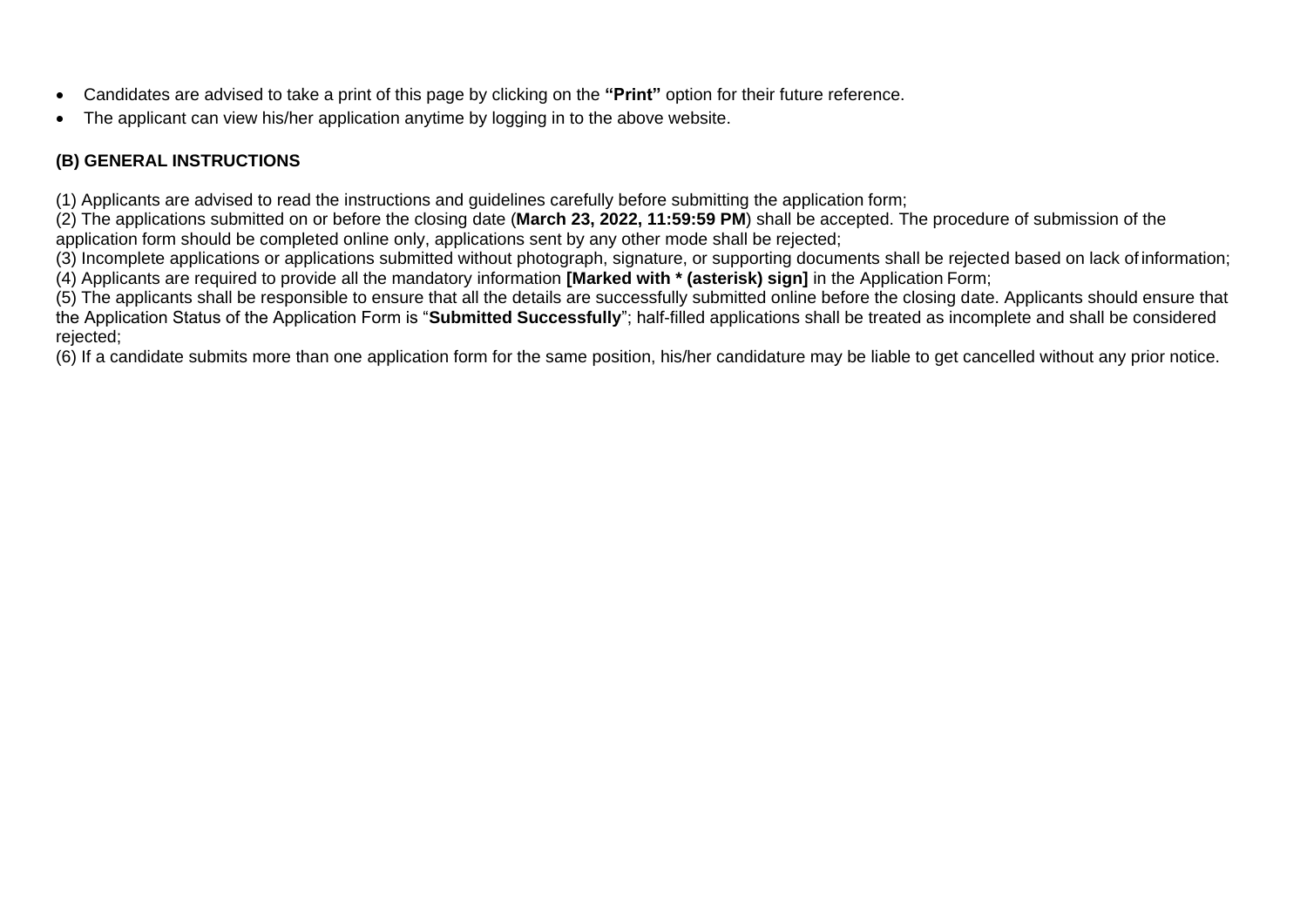- Candidates are advised to take a print of this page by clicking on the **"Print"** option for their future reference.
- The applicant can view his/her application anytime by logging in to the above website.

### (B) GENERAL INSTRUCTIONS

(1) Applicants are advised to read the instructions and guidelines carefully before submitting the application form;

(2) The applications submitted on or before the closing date (**March 23, 2022, 11:59:59 PM**) shall be accepted. The procedure of submission of the application form should be completed online only, applications sent by any other mode shall be rejected;

(3) Incomplete applications or applications submitted without photograph, signature, or supporting documents shall be rejected based on lack of information;

(4) Applicants are required to provide all the mandatory information **[Marked with * (asterisk) sign]** in the Application Form;

(5) The applicants shall be responsible to ensure that all the details are successfully submitted online before the closing date. Applicants should ensure that the Application Status of the Application Form is "**Submitted Successfully**"; half-filled applications shall be treated as incomplete and shall be considered rejected;

(6) If a candidate submits more than one application form for the same position, his/her candidature may be liable to get cancelled without any prior notice.